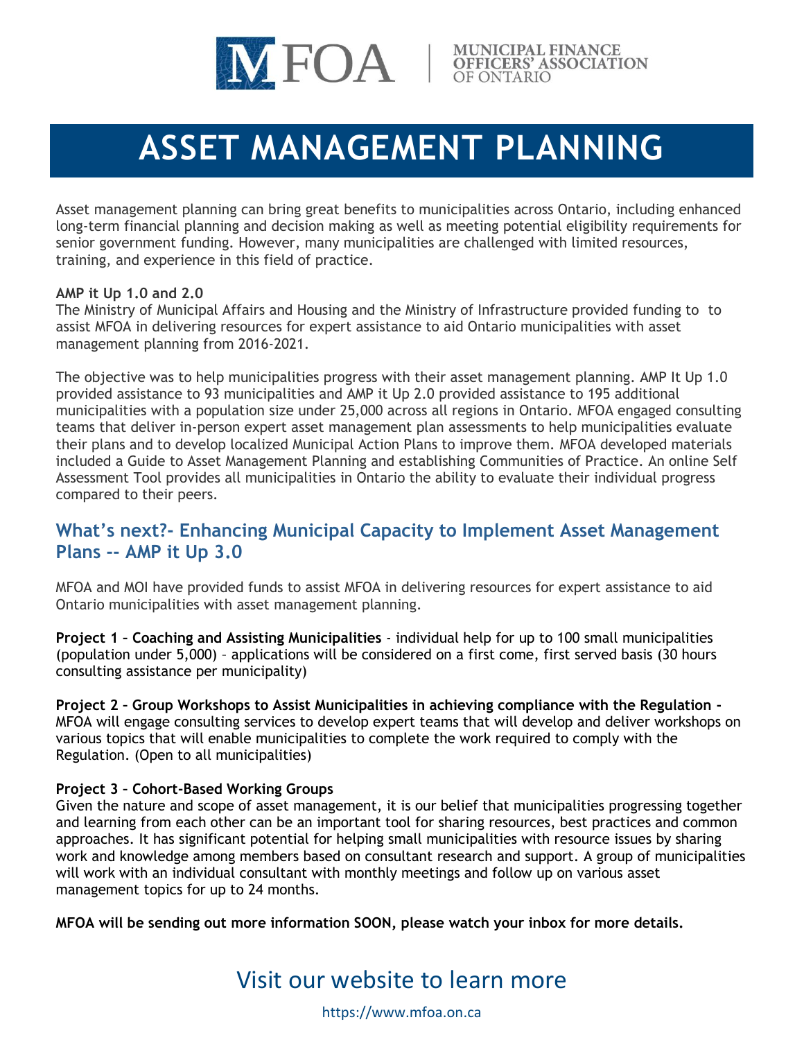MFOA | MUNICIPAL FINANCE OFFICERS' ASSOCIATION OF ONTARIO

# ASSET MANAGEMENT PLANNING

Asset management planning can bring great benefits to municipalities across Ontario, including enhanced long-term financial planning and decision making as well as meeting potential eligibility requirements for senior government funding. However, many municipalities are challenged with limited resources, training, and experience in this field of practice.

**AMP it Up 1.0 and 2.0**
The Ministry of Municipal Affairs and Housing and the Ministry of Infrastructure provided funding to to assist MFOA in delivering resources for expert assistance to aid Ontario municipalities with asset management planning from 2016-2021.

The objective was to help municipalities progress with their asset management planning. AMP It Up 1.0 provided assistance to 93 municipalities and AMP it Up 2.0 provided assistance to 195 additional municipalities with a population size under 25,000 across all regions in Ontario. MFOA engaged consulting teams that deliver in-person expert asset management plan assessments to help municipalities evaluate their plans and to develop localized Municipal Action Plans to improve them. MFOA developed materials included a Guide to Asset Management Planning and establishing Communities of Practice. An online Self Assessment Tool provides all municipalities in Ontario the ability to evaluate their individual progress compared to their peers.

## What's next?- Enhancing Municipal Capacity to Implement Asset Management Plans -- AMP it Up 3.0

MFOA and MOI have provided funds to assist MFOA in delivering resources for expert assistance to aid Ontario municipalities with asset management planning.

**Project 1 – Coaching and Assisting Municipalities** - individual help for up to 100 small municipalities (population under 5,000) – applications will be considered on a first come, first served basis (30 hours consulting assistance per municipality)

**Project 2 – Group Workshops to Assist Municipalities in achieving compliance with the Regulation -** MFOA will engage consulting services to develop expert teams that will develop and deliver workshops on various topics that will enable municipalities to complete the work required to comply with the Regulation. (Open to all municipalities)

**Project 3 – Cohort-Based Working Groups**
Given the nature and scope of asset management, it is our belief that municipalities progressing together and learning from each other can be an important tool for sharing resources, best practices and common approaches. It has significant potential for helping small municipalities with resource issues by sharing work and knowledge among members based on consultant research and support. A group of municipalities will work with an individual consultant with monthly meetings and follow up on various asset management topics for up to 24 months.

**MFOA will be sending out more information SOON, please watch your inbox for more details.**

## Visit our website to learn more

https://www.mfoa.on.ca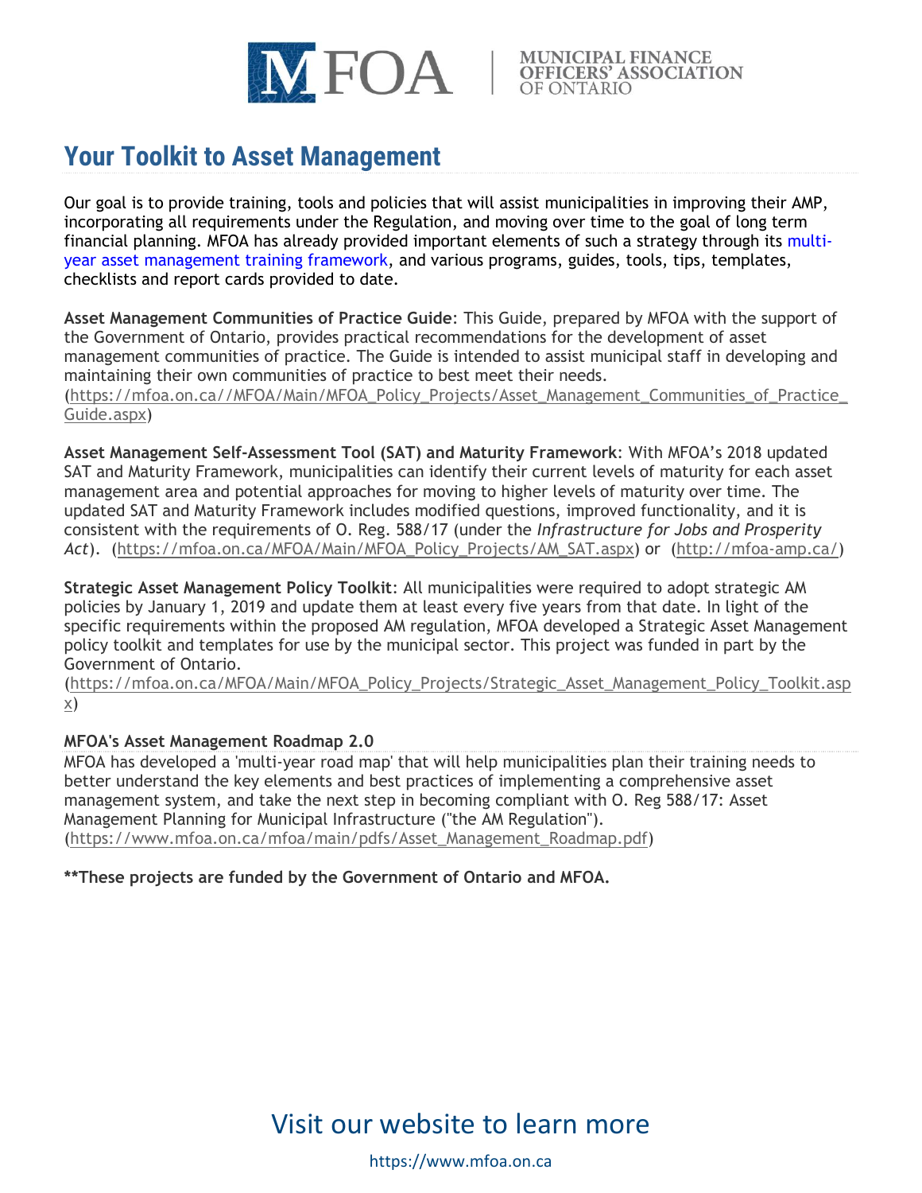MFOA | MUNICIPAL FINANCE OFFICERS' ASSOCIATION OF ONTARIO

## Your Toolkit to Asset Management

Our goal is to provide training, tools and policies that will assist municipalities in improving their AMP, incorporating all requirements under the Regulation, and moving over time to the goal of long term financial planning. MFOA has already provided important elements of such a strategy through its multi-year asset management training framework, and various programs, guides, tools, tips, templates, checklists and report cards provided to date.

**Asset Management Communities of Practice Guide**: This Guide, prepared by MFOA with the support of the Government of Ontario, provides practical recommendations for the development of asset management communities of practice. The Guide is intended to assist municipal staff in developing and maintaining their own communities of practice to best meet their needs. (https://mfoa.on.ca//MFOA/Main/MFOA_Policy_Projects/Asset_Management_Communities_of_Practice_Guide.aspx)

**Asset Management Self-Assessment Tool (SAT) and Maturity Framework**: With MFOA's 2018 updated SAT and Maturity Framework, municipalities can identify their current levels of maturity for each asset management area and potential approaches for moving to higher levels of maturity over time. The updated SAT and Maturity Framework includes modified questions, improved functionality, and it is consistent with the requirements of O. Reg. 588/17 (under the *Infrastructure for Jobs and Prosperity Act*). (https://mfoa.on.ca/MFOA/Main/MFOA_Policy_Projects/AM_SAT.aspx) or (http://mfoa-amp.ca/)

**Strategic Asset Management Policy Toolkit**: All municipalities were required to adopt strategic AM policies by January 1, 2019 and update them at least every five years from that date. In light of the specific requirements within the proposed AM regulation, MFOA developed a Strategic Asset Management policy toolkit and templates for use by the municipal sector. This project was funded in part by the Government of Ontario. (https://mfoa.on.ca/MFOA/Main/MFOA_Policy_Projects/Strategic_Asset_Management_Policy_Toolkit.aspx)

**MFOA's Asset Management Roadmap 2.0**

MFOA has developed a 'multi-year road map' that will help municipalities plan their training needs to better understand the key elements and best practices of implementing a comprehensive asset management system, and take the next step in becoming compliant with O. Reg 588/17: Asset Management Planning for Municipal Infrastructure ("the AM Regulation"). (https://www.mfoa.on.ca/mfoa/main/pdfs/Asset_Management_Roadmap.pdf)

**\*\*These projects are funded by the Government of Ontario and MFOA.**

Visit our website to learn more

https://www.mfoa.on.ca